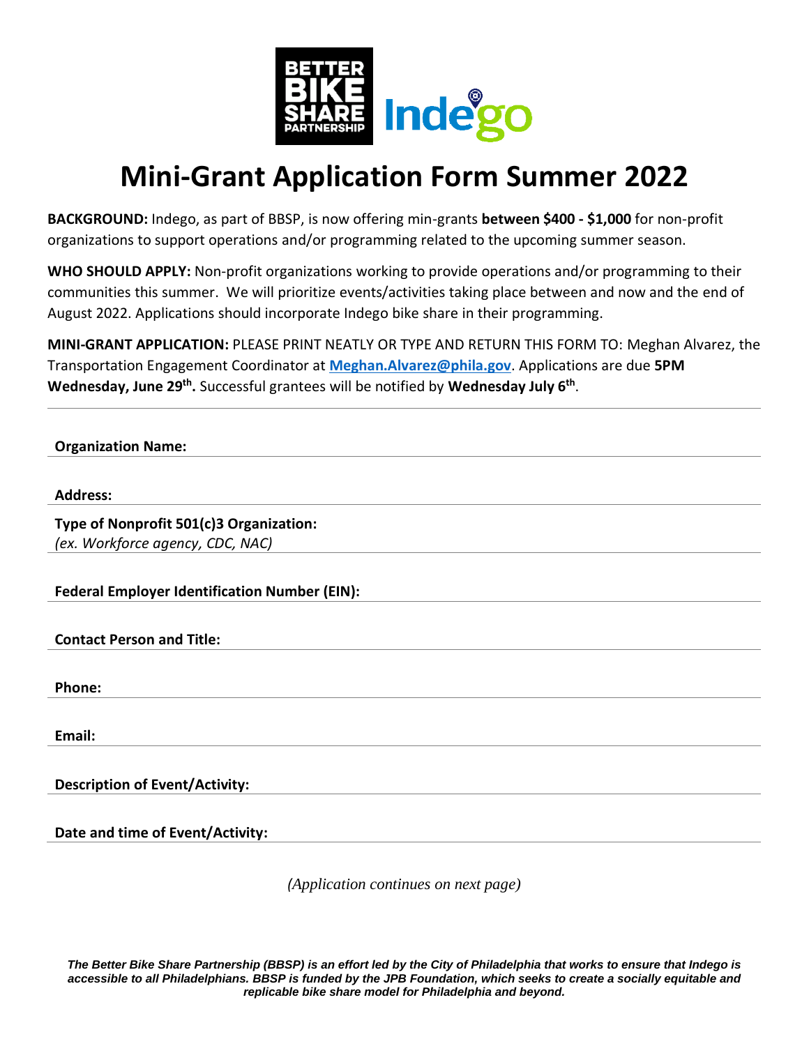# Mini-Grant Application Form Summer 2022

**BACKGROUND:** Indego, as part of BBSP, is now offering min-grants **between $400 - $1,000** for non-profit organizations to support operations and/or programming related to the upcoming summer season.

**WHO SHOULD APPLY:** Non-profit organizations working to provide operations and/or programming to their communities this summer. We will prioritize events/activities taking place between and now and the end of August 2022. Applications should incorporate Indego bike share in their programming.

**MINI-GRANT APPLICATION:** PLEASE PRINT NEATLY OR TYPE AND RETURN THIS FORM TO: Meghan Alvarez, the Transportation Engagement Coordinator at **Meghan.Alvarez@phila.gov**. Applications are due **5PM Wednesday, June 29th.** Successful grantees will be notified by **Wednesday July 6th**.

---

**Organization Name:**

**Address:**

**Type of Nonprofit 501(c)3 Organization:**
*(ex. Workforce agency, CDC, NAC)*

**Federal Employer Identification Number (EIN):**

**Contact Person and Title:**

**Phone:**

**Email:**

**Description of Event/Activity:**

**Date and time of Event/Activity:**

*(Application continues on next page)*

***The Better Bike Share Partnership (BBSP) is an effort led by the City of Philadelphia that works to ensure that Indego is accessible to all Philadelphians. BBSP is funded by the JPB Foundation, which seeks to create a socially equitable and replicable bike share model for Philadelphia and beyond.***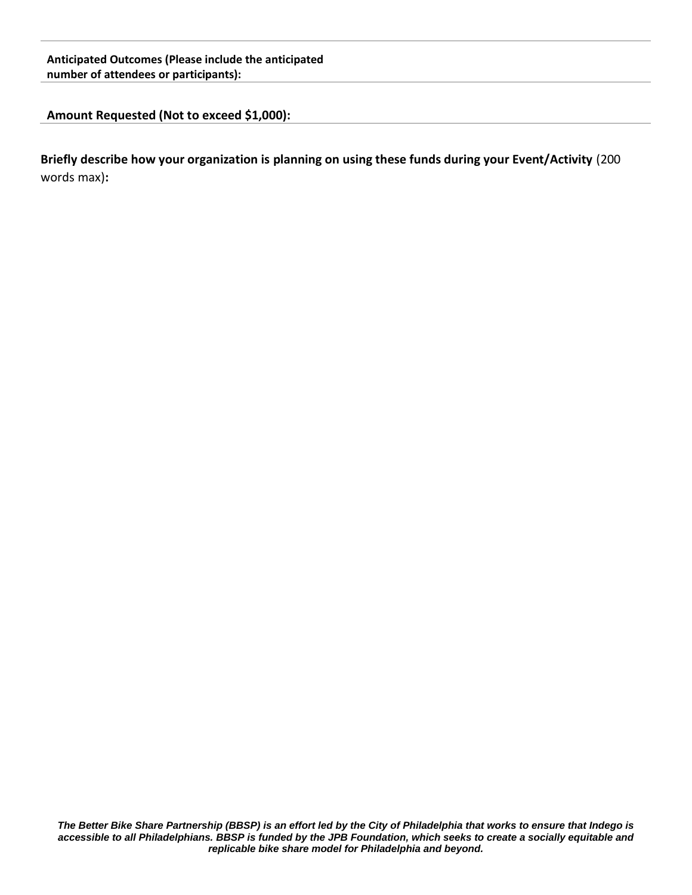**Anticipated Outcomes (Please include the anticipated number of attendees or participants):**

**Amount Requested (Not to exceed $1,000):**

**Briefly describe how your organization is planning on using these funds during your Event/Activity** (200 words max)**:**

***The Better Bike Share Partnership (BBSP) is an effort led by the City of Philadelphia that works to ensure that Indego is accessible to all Philadelphians. BBSP is funded by the JPB Foundation, which seeks to create a socially equitable and replicable bike share model for Philadelphia and beyond.***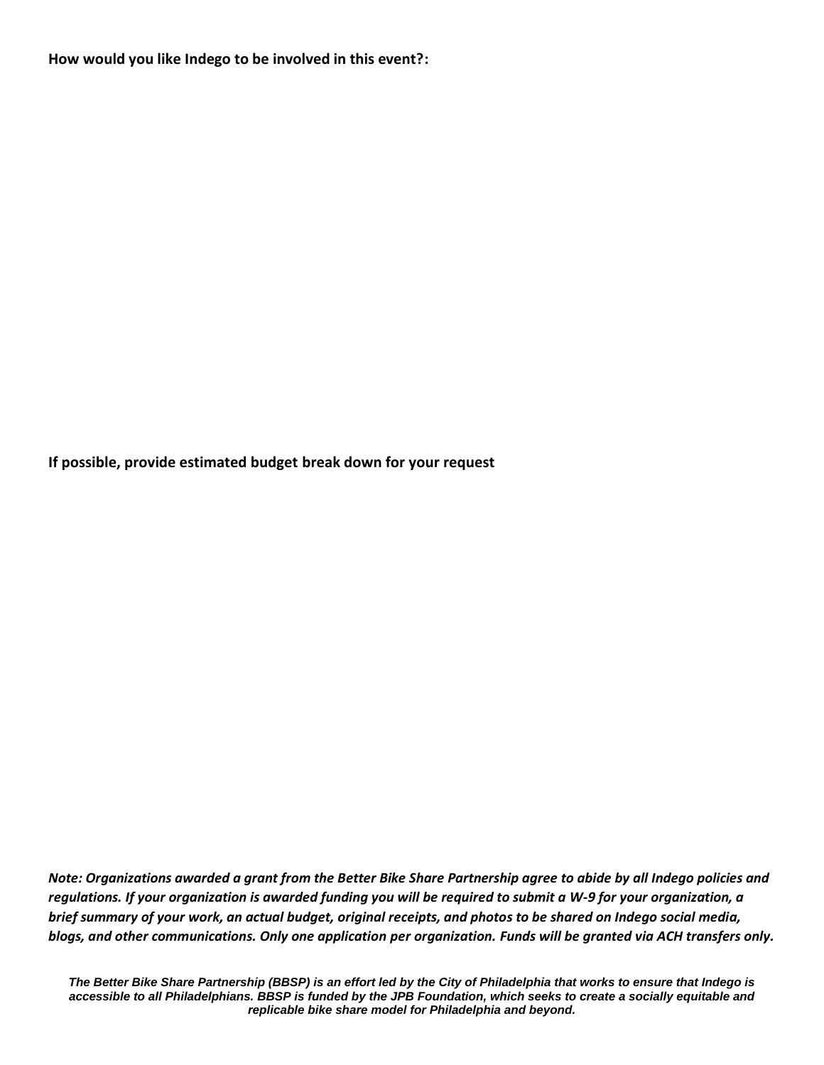**How would you like Indego to be involved in this event?:**

**If possible, provide estimated budget break down for your request**

***Note: Organizations awarded a grant from the Better Bike Share Partnership agree to abide by all Indego policies and regulations. If your organization is awarded funding you will be required to submit a W-9 for your organization, a brief summary of your work, an actual budget, original receipts, and photos to be shared on Indego social media, blogs, and other communications. Only one application per organization. Funds will be granted via ACH transfers only.***

***The Better Bike Share Partnership (BBSP) is an effort led by the City of Philadelphia that works to ensure that Indego is accessible to all Philadelphians. BBSP is funded by the JPB Foundation, which seeks to create a socially equitable and replicable bike share model for Philadelphia and beyond.***